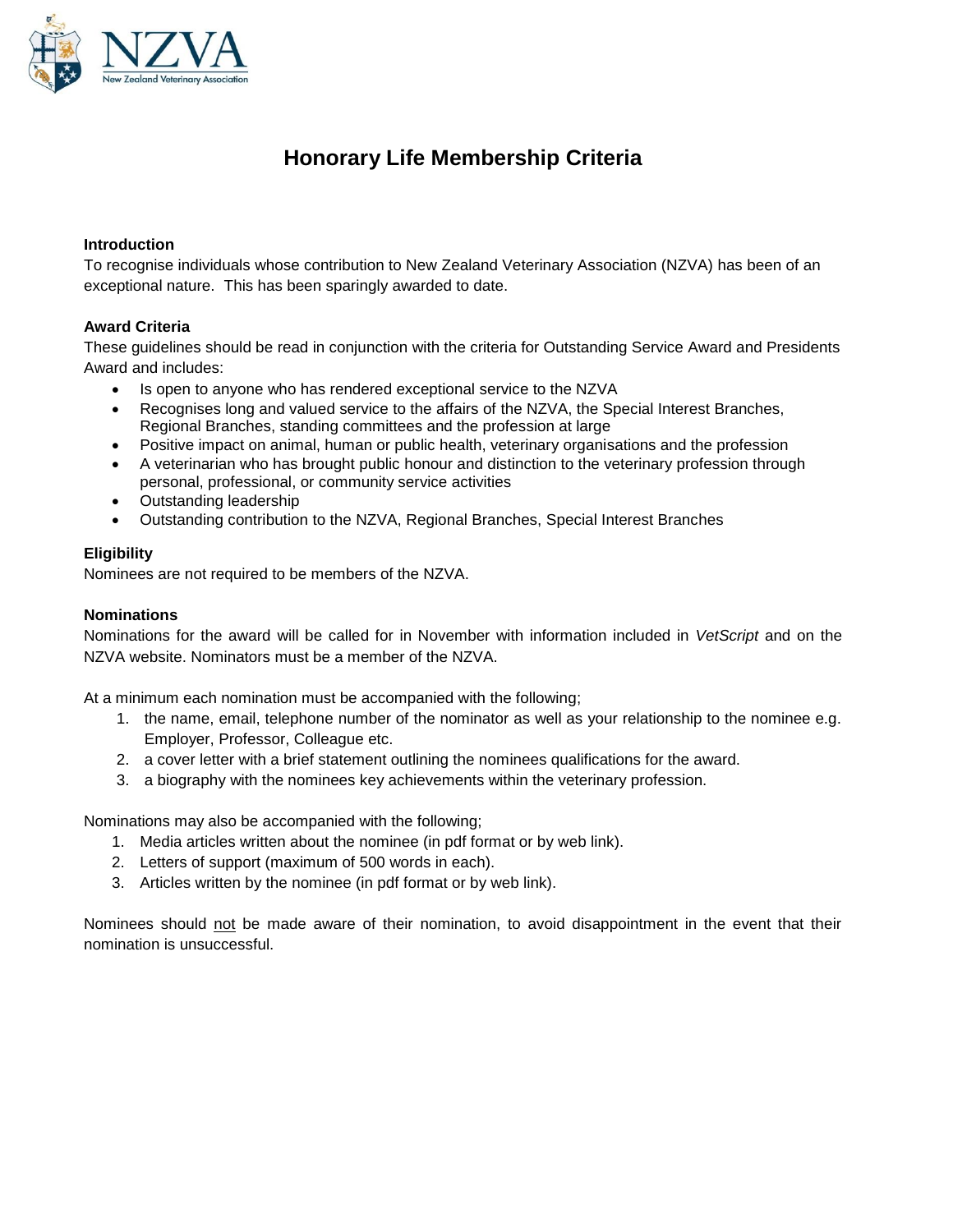# Honorary Life Membership Criteria

### Introduction

To recognise individuals whose contribution to New Zealand Veterinary Association (NZVA) has been of an exceptional nature. This has been sparingly awarded to date.

### Award Criteria

These guidelines should be read in conjunction with the criteria for Outstanding Service Award and Presidents Award and includes:

- Is open to anyone who has rendered exceptional service to the NZVA
- Recognises long and valued service to the affairs of the NZVA, the Special Interest Branches, Regional Branches, standing committees and the profession at large
- Positive impact on animal, human or public health, veterinary organisations and the profession
- A veterinarian who has brought public honour and distinction to the veterinary profession through personal, professional, or community service activities
- Outstanding leadership
- Outstanding contribution to the NZVA, Regional Branches, Special Interest Branches

### Eligibility

Nominees are not required to be members of the NZVA.

### Nominations

Nominations for the award will be called for in November with information included in *VetScript* and on the NZVA website. Nominators must be a member of the NZVA.

At a minimum each nomination must be accompanied with the following;

1. the name, email, telephone number of the nominator as well as your relationship to the nominee e.g. Employer, Professor, Colleague etc.
2. a cover letter with a brief statement outlining the nominees qualifications for the award.
3. a biography with the nominees key achievements within the veterinary profession.

Nominations may also be accompanied with the following;

1. Media articles written about the nominee (in pdf format or by web link).
2. Letters of support (maximum of 500 words in each).
3. Articles written by the nominee (in pdf format or by web link).

Nominees should <u>not</u> be made aware of their nomination, to avoid disappointment in the event that their nomination is unsuccessful.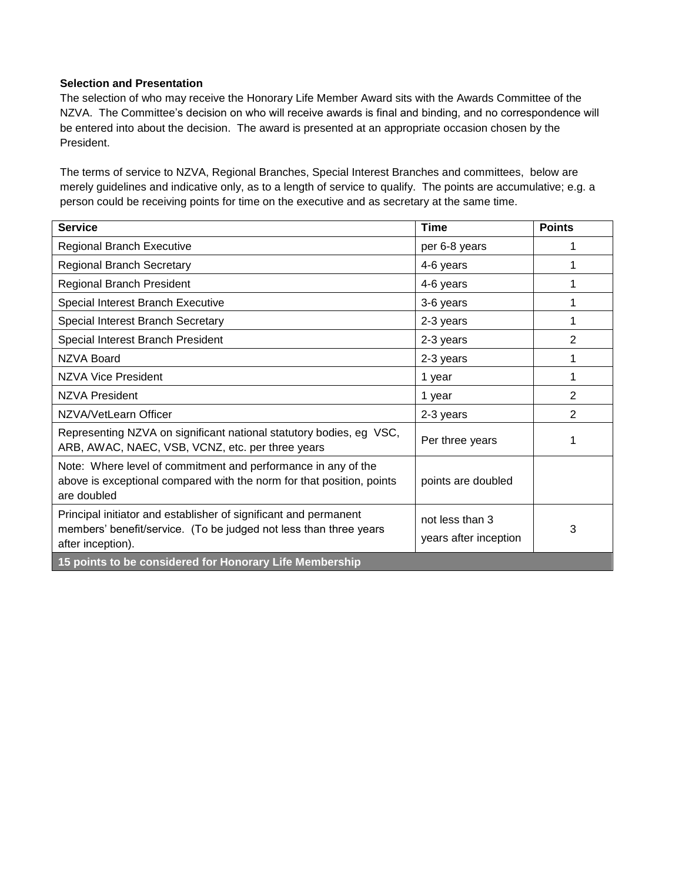**Selection and Presentation**

The selection of who may receive the Honorary Life Member Award sits with the Awards Committee of the NZVA. The Committee's decision on who will receive awards is final and binding, and no correspondence will be entered into about the decision. The award is presented at an appropriate occasion chosen by the President.

The terms of service to NZVA, Regional Branches, Special Interest Branches and committees, below are merely guidelines and indicative only, as to a length of service to qualify. The points are accumulative; e.g. a person could be receiving points for time on the executive and as secretary at the same time.

| Service | Time | Points |
|---|---|---|
| Regional Branch Executive | per 6-8 years | 1 |
| Regional Branch Secretary | 4-6 years | 1 |
| Regional Branch President | 4-6 years | 1 |
| Special Interest Branch Executive | 3-6 years | 1 |
| Special Interest Branch Secretary | 2-3 years | 1 |
| Special Interest Branch President | 2-3 years | 2 |
| NZVA Board | 2-3 years | 1 |
| NZVA Vice President | 1 year | 1 |
| NZVA President | 1 year | 2 |
| NZVA/VetLearn Officer | 2-3 years | 2 |
| Representing NZVA on significant national statutory bodies, eg VSC, ARB, AWAC, NAEC, VSB, VCNZ, etc. per three years | Per three years | 1 |
| Note: Where level of commitment and performance in any of the above is exceptional compared with the norm for that position, points are doubled | points are doubled | |
| Principal initiator and establisher of significant and permanent members' benefit/service. (To be judged not less than three years after inception). | not less than 3 years after inception | 3 |
| **15 points to be considered for Honorary Life Membership** | | |